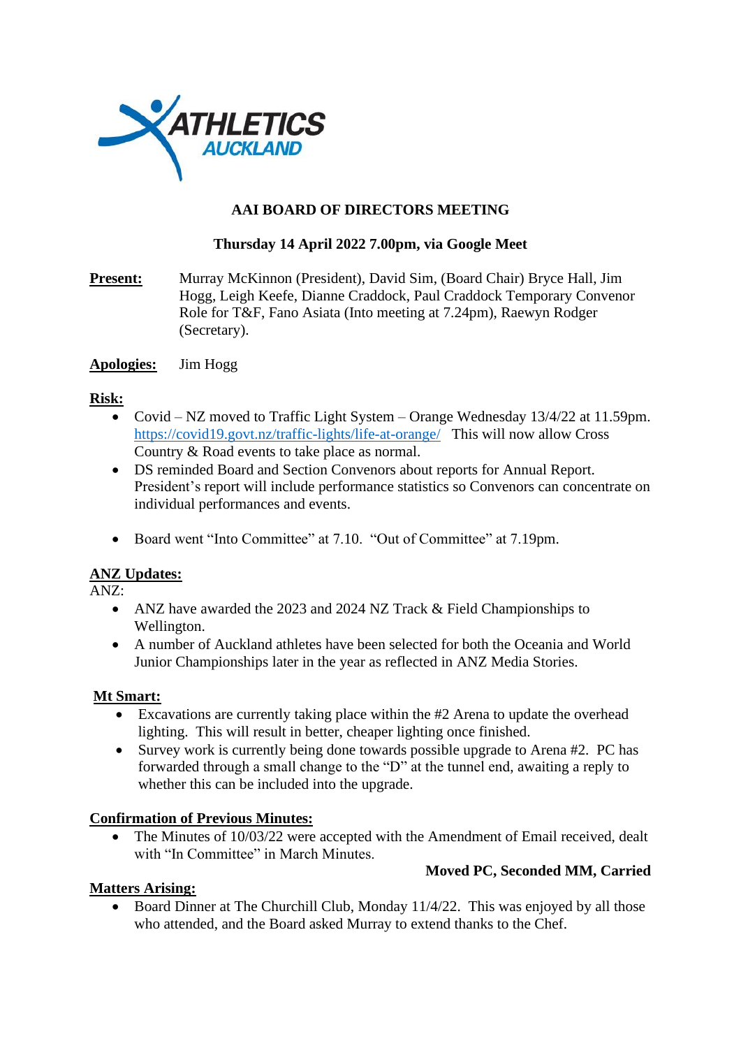# AAI BOARD OF DIRECTORS MEETING

**Thursday 14 April 2022 7.00pm, via Google Meet**

**Present:** Murray McKinnon (President), David Sim, (Board Chair) Bryce Hall, Jim Hogg, Leigh Keefe, Dianne Craddock, Paul Craddock Temporary Convenor Role for T&F, Fano Asiata (Into meeting at 7.24pm), Raewyn Rodger (Secretary).

**Apologies:** Jim Hogg

## Risk:

- Covid – NZ moved to Traffic Light System – Orange Wednesday 13/4/22 at 11.59pm. https://covid19.govt.nz/traffic-lights/life-at-orange/ This will now allow Cross Country & Road events to take place as normal.
- DS reminded Board and Section Convenors about reports for Annual Report. President's report will include performance statistics so Convenors can concentrate on individual performances and events.
- Board went "Into Committee" at 7.10. "Out of Committee" at 7.19pm.

## ANZ Updates:

ANZ:

- ANZ have awarded the 2023 and 2024 NZ Track & Field Championships to Wellington.
- A number of Auckland athletes have been selected for both the Oceania and World Junior Championships later in the year as reflected in ANZ Media Stories.

## Mt Smart:

- Excavations are currently taking place within the #2 Arena to update the overhead lighting. This will result in better, cheaper lighting once finished.
- Survey work is currently being done towards possible upgrade to Arena #2. PC has forwarded through a small change to the "D" at the tunnel end, awaiting a reply to whether this can be included into the upgrade.

## Confirmation of Previous Minutes:

- The Minutes of 10/03/22 were accepted with the Amendment of Email received, dealt with "In Committee" in March Minutes.

**Moved PC, Seconded MM, Carried**

## Matters Arising:

- Board Dinner at The Churchill Club, Monday 11/4/22. This was enjoyed by all those who attended, and the Board asked Murray to extend thanks to the Chef.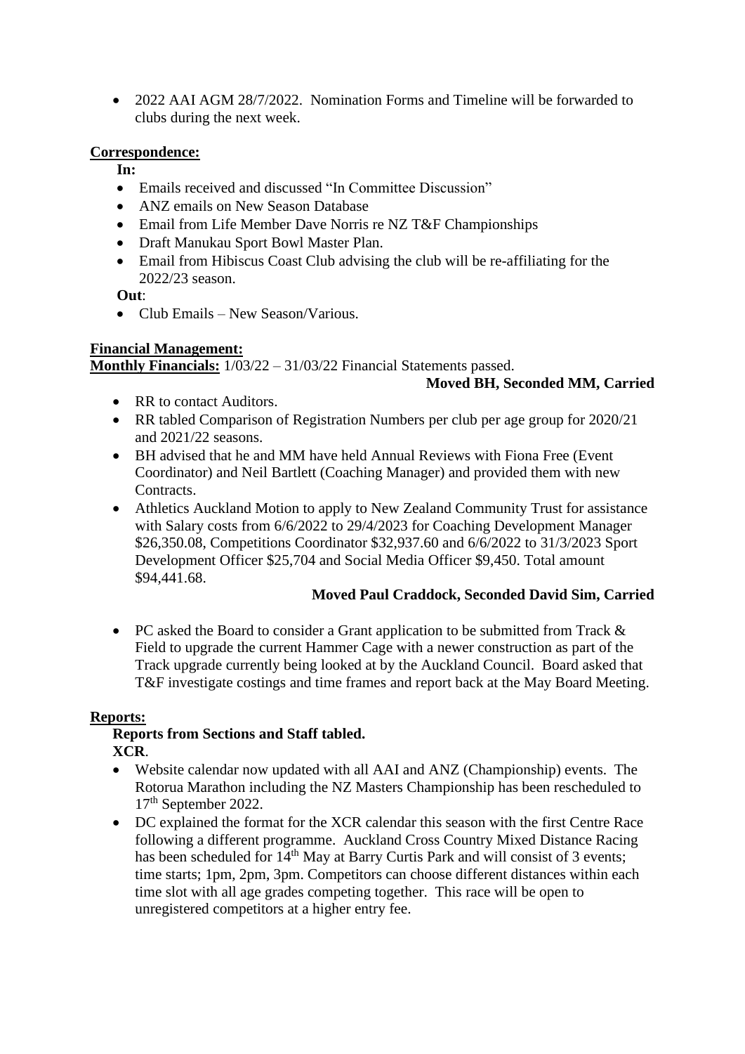- 2022 AAI AGM 28/7/2022. Nomination Forms and Timeline will be forwarded to clubs during the next week.

**Correspondence:**

**In:**

- Emails received and discussed "In Committee Discussion"
- ANZ emails on New Season Database
- Email from Life Member Dave Norris re NZ T&F Championships
- Draft Manukau Sport Bowl Master Plan.
- Email from Hibiscus Coast Club advising the club will be re-affiliating for the 2022/23 season.

**Out**:

- Club Emails – New Season/Various.

**Financial Management:**

**Monthly Financials:** 1/03/22 – 31/03/22 Financial Statements passed.

**Moved BH, Seconded MM, Carried**

- RR to contact Auditors.
- RR tabled Comparison of Registration Numbers per club per age group for 2020/21 and 2021/22 seasons.
- BH advised that he and MM have held Annual Reviews with Fiona Free (Event Coordinator) and Neil Bartlett (Coaching Manager) and provided them with new Contracts.
- Athletics Auckland Motion to apply to New Zealand Community Trust for assistance with Salary costs from 6/6/2022 to 29/4/2023 for Coaching Development Manager $26,350.08, Competitions Coordinator $32,937.60 and 6/6/2022 to 31/3/2023 Sport Development Officer $25,704 and Social Media Officer $9,450. Total amount $94,441.68.

**Moved Paul Craddock, Seconded David Sim, Carried**

- PC asked the Board to consider a Grant application to be submitted from Track & Field to upgrade the current Hammer Cage with a newer construction as part of the Track upgrade currently being looked at by the Auckland Council. Board asked that T&F investigate costings and time frames and report back at the May Board Meeting.

**Reports:**

**Reports from Sections and Staff tabled.**

**XCR**.

- Website calendar now updated with all AAI and ANZ (Championship) events. The Rotorua Marathon including the NZ Masters Championship has been rescheduled to 17th September 2022.
- DC explained the format for the XCR calendar this season with the first Centre Race following a different programme. Auckland Cross Country Mixed Distance Racing has been scheduled for 14th May at Barry Curtis Park and will consist of 3 events; time starts; 1pm, 2pm, 3pm. Competitors can choose different distances within each time slot with all age grades competing together. This race will be open to unregistered competitors at a higher entry fee.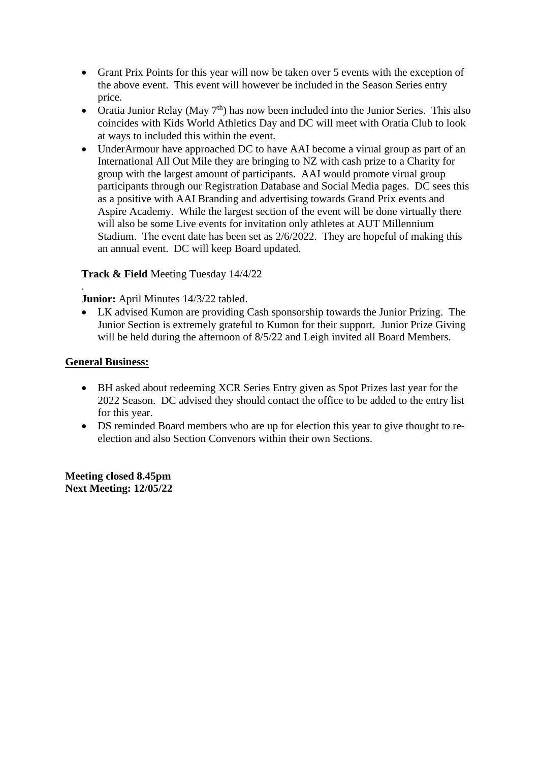- Grant Prix Points for this year will now be taken over 5 events with the exception of the above event. This event will however be included in the Season Series entry price.
- Oratia Junior Relay (May 7th) has now been included into the Junior Series. This also coincides with Kids World Athletics Day and DC will meet with Oratia Club to look at ways to included this within the event.
- UnderArmour have approached DC to have AAI become a virual group as part of an International All Out Mile they are bringing to NZ with cash prize to a Charity for group with the largest amount of participants. AAI would promote virual group participants through our Registration Database and Social Media pages. DC sees this as a positive with AAI Branding and advertising towards Grand Prix events and Aspire Academy. While the largest section of the event will be done virtually there will also be some Live events for invitation only athletes at AUT Millennium Stadium. The event date has been set as 2/6/2022. They are hopeful of making this an annual event. DC will keep Board updated.

**Track & Field** Meeting Tuesday 14/4/22

.
**Junior:** April Minutes 14/3/22 tabled.

- LK advised Kumon are providing Cash sponsorship towards the Junior Prizing. The Junior Section is extremely grateful to Kumon for their support. Junior Prize Giving will be held during the afternoon of 8/5/22 and Leigh invited all Board Members.

**General Business:**

- BH asked about redeeming XCR Series Entry given as Spot Prizes last year for the 2022 Season. DC advised they should contact the office to be added to the entry list for this year.
- DS reminded Board members who are up for election this year to give thought to re-election and also Section Convenors within their own Sections.

**Meeting closed 8.45pm**
**Next Meeting: 12/05/22**